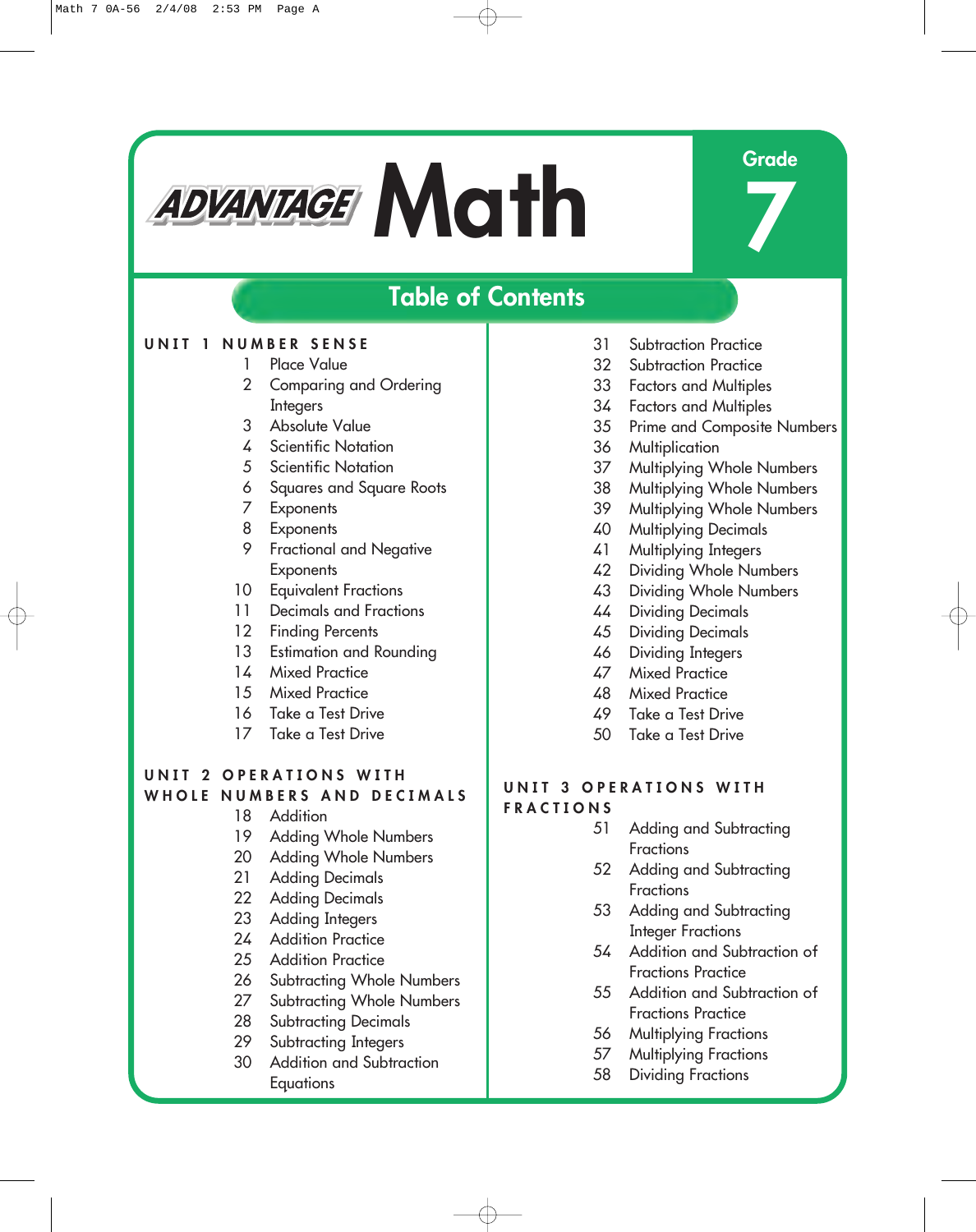# ADVANTAGE Math

Grade 7

## Table of Contents

### UNIT 1 NUMBER SENSE

1 Place Value
2 Comparing and Ordering Integers
3 Absolute Value
4 Scientific Notation
5 Scientific Notation
6 Squares and Square Roots
7 Exponents
8 Exponents
9 Fractional and Negative Exponents
10 Equivalent Fractions
11 Decimals and Fractions
12 Finding Percents
13 Estimation and Rounding
14 Mixed Practice
15 Mixed Practice
16 Take a Test Drive
17 Take a Test Drive

### UNIT 2 OPERATIONS WITH WHOLE NUMBERS AND DECIMALS

18 Addition
19 Adding Whole Numbers
20 Adding Whole Numbers
21 Adding Decimals
22 Adding Decimals
23 Adding Integers
24 Addition Practice
25 Addition Practice
26 Subtracting Whole Numbers
27 Subtracting Whole Numbers
28 Subtracting Decimals
29 Subtracting Integers
30 Addition and Subtraction Equations
31 Subtraction Practice
32 Subtraction Practice
33 Factors and Multiples
34 Factors and Multiples
35 Prime and Composite Numbers
36 Multiplication
37 Multiplying Whole Numbers
38 Multiplying Whole Numbers
39 Multiplying Whole Numbers
40 Multiplying Decimals
41 Multiplying Integers
42 Dividing Whole Numbers
43 Dividing Whole Numbers
44 Dividing Decimals
45 Dividing Decimals
46 Dividing Integers
47 Mixed Practice
48 Mixed Practice
49 Take a Test Drive
50 Take a Test Drive

### UNIT 3 OPERATIONS WITH FRACTIONS

51 Adding and Subtracting Fractions
52 Adding and Subtracting Fractions
53 Adding and Subtracting Integer Fractions
54 Addition and Subtraction of Fractions Practice
55 Addition and Subtraction of Fractions Practice
56 Multiplying Fractions
57 Multiplying Fractions
58 Dividing Fractions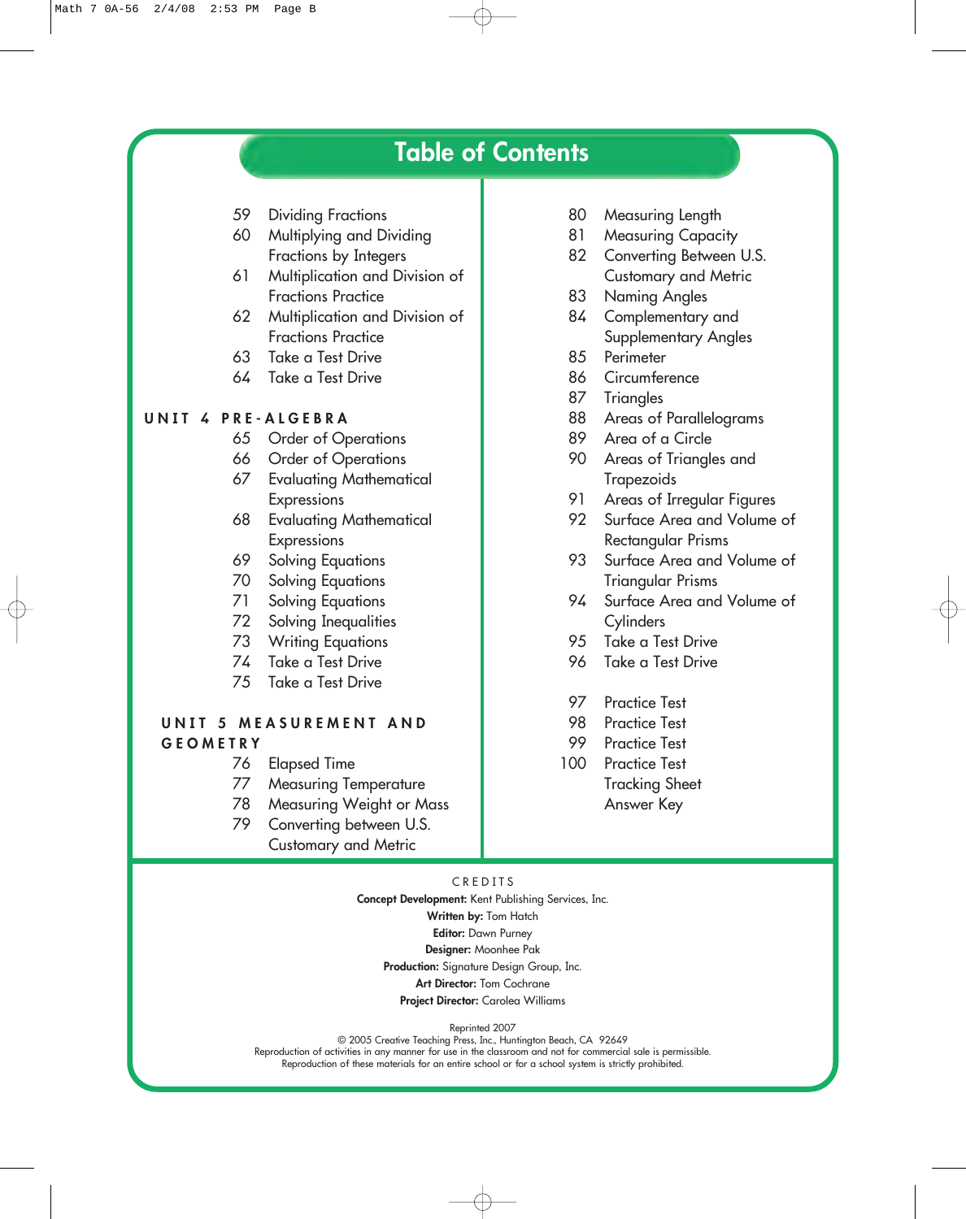# Table of Contents

59 Dividing Fractions
60 Multiplying and Dividing Fractions by Integers
61 Multiplication and Division of Fractions Practice
62 Multiplication and Division of Fractions Practice
63 Take a Test Drive
64 Take a Test Drive

## UNIT 4 PRE-ALGEBRA

65 Order of Operations
66 Order of Operations
67 Evaluating Mathematical Expressions
68 Evaluating Mathematical Expressions
69 Solving Equations
70 Solving Equations
71 Solving Equations
72 Solving Inequalities
73 Writing Equations
74 Take a Test Drive
75 Take a Test Drive

## UNIT 5 MEASUREMENT AND GEOMETRY

76 Elapsed Time
77 Measuring Temperature
78 Measuring Weight or Mass
79 Converting between U.S. Customary and Metric
80 Measuring Length
81 Measuring Capacity
82 Converting Between U.S. Customary and Metric
83 Naming Angles
84 Complementary and Supplementary Angles
85 Perimeter
86 Circumference
87 Triangles
88 Areas of Parallelograms
89 Area of a Circle
90 Areas of Triangles and Trapezoids
91 Areas of Irregular Figures
92 Surface Area and Volume of Rectangular Prisms
93 Surface Area and Volume of Triangular Prisms
94 Surface Area and Volume of Cylinders
95 Take a Test Drive
96 Take a Test Drive

97 Practice Test
98 Practice Test
99 Practice Test
100 Practice Test
Tracking Sheet
Answer Key

CREDITS

**Concept Development:** Kent Publishing Services, Inc.
**Written by:** Tom Hatch
**Editor:** Dawn Purney
**Designer:** Moonhee Pak
**Production:** Signature Design Group, Inc.
**Art Director:** Tom Cochrane
**Project Director:** Carolea Williams

Reprinted 2007
© 2005 Creative Teaching Press, Inc., Huntington Beach, CA 92649
Reproduction of activities in any manner for use in the classroom and not for commercial sale is permissible.
Reproduction of these materials for an entire school or for a school system is strictly prohibited.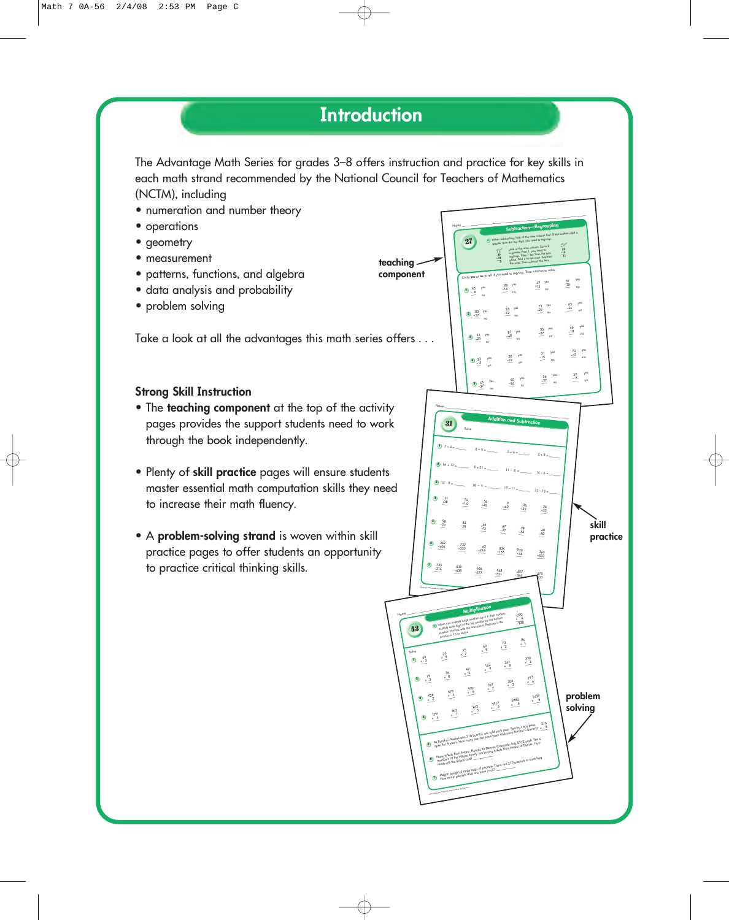# Introduction

The Advantage Math Series for grades 3–8 offers instruction and practice for key skills in each math strand recommended by the National Council for Teachers of Mathematics (NCTM), including

- numeration and number theory
- operations
- geometry
- measurement
- patterns, functions, and algebra
- data analysis and probability
- problem solving

Take a look at all the advantages this math series offers . . .

### Strong Skill Instruction

- The **teaching component** at the top of the activity pages provides the support students need to work through the book independently.

- Plenty of **skill practice** pages will ensure students master essential math computation skills they need to increase their math fluency.

- A **problem-solving strand** is woven within skill practice pages to offer students an opportunity to practice critical thinking skills.

teaching component

skill practice

problem solving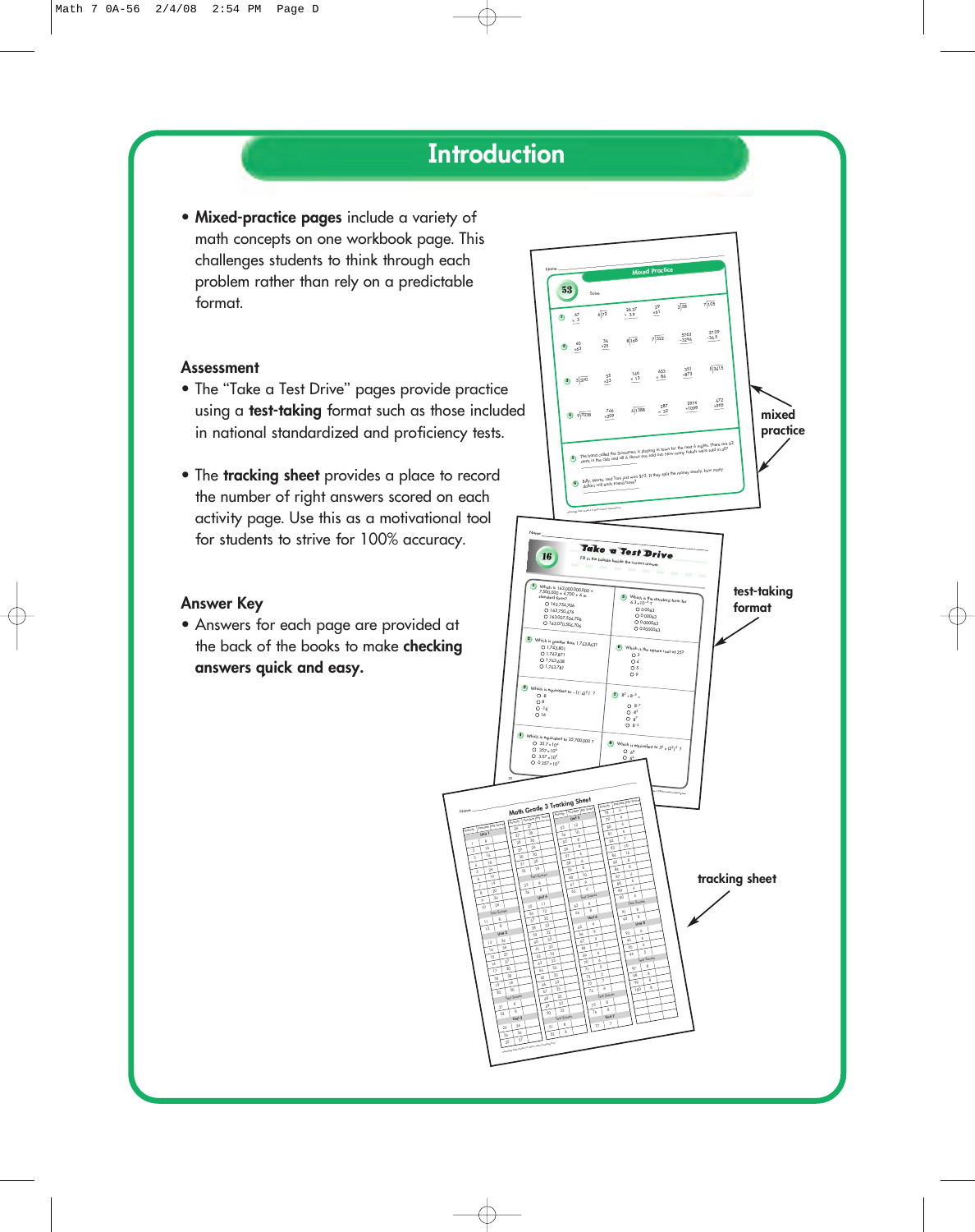# Introduction

- **Mixed-practice pages** include a variety of math concepts on one workbook page. This challenges students to think through each problem rather than rely on a predictable format.

## Assessment

- The "Take a Test Drive" pages provide practice using a **test-taking** format such as those included in national standardized and proficiency tests.

- The **tracking sheet** provides a place to record the number of right answers scored on each activity page. Use this as a motivational tool for students to strive for 100% accuracy.

## Answer Key

- Answers for each page are provided at the back of the books to make **checking answers quick and easy.**

mixed practice

test-taking format

tracking sheet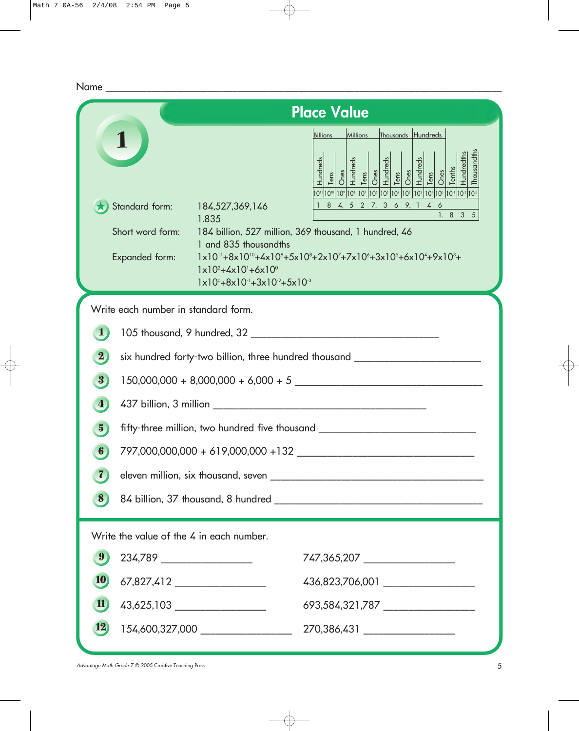Name ___

# Place Value

## 1

| Billions | | | Millions | | | Thousands | | | Hundreds | | | | | |
|---|---|---|---|---|---|---|---|---|---|---|---|---|---|---|
| Hundreds | Tens | Ones | Hundreds | Tens | Ones | Hundreds | Tens | Ones | Hundreds | Tens | Ones | Tenths | Hundredths | Thousandths |
| $10^{11}$ | $10^{10}$ | $10^{9}$ | $10^{8}$ | $10^{7}$ | $10^{6}$ | $10^{5}$ | $10^{4}$ | $10^{3}$ | $10^{2}$ | $10^{1}$ | $10^{0}$ | $10^{-1}$ | $10^{-2}$ | $10^{-3}$ |
| 1 | 8 | 4, | 5 | 2 | 7, | 3 | 6 | 9, | 1 | 4 | 6 | | | |
| | | | | | | | | | | | 1. | 8 | 3 | 5 |

Standard form: 184,527,369,146
1.835

Short word form: 184 billion, 527 million, 369 thousand, 1 hundred, 46
1 and 835 thousandths

Expanded form: $1 \times 10^{11} + 8 \times 10^{10} + 4 \times 10^{9} + 5 \times 10^{8} + 2 \times 10^{7} + 7 \times 10^{6} + 3 \times 10^{5} + 6 \times 10^{4} + 9 \times 10^{3} +$
$1 \times 10^{2} + 4 \times 10^{1} + 6 \times 10^{0}$
$1 \times 10^{0} + 8 \times 10^{-1} + 3 \times 10^{-2} + 5 \times 10^{-3}$

Write each number in standard form.

1. 105 thousand, 9 hundred, 32 ___
2. six hundred forty-two billion, three hundred thousand ___
3. 150,000,000 + 8,000,000 + 6,000 + 5 ___
4. 437 billion, 3 million ___
5. fifty-three million, two hundred five thousand ___
6. 797,000,000,000 + 619,000,000 +132 ___
7. eleven million, six thousand, seven ___
8. 84 billion, 37 thousand, 8 hundred ___

Write the value of the 4 in each number.

9. 234,789 ___ 747,365,207 ___
10. 67,827,412 ___ 436,823,706,001 ___
11. 43,625,103 ___ 693,584,321,787 ___
12. 154,600,327,000 ___ 270,386,431 ___

*Advantage Math Grade 7* © 2005 Creative Teaching Press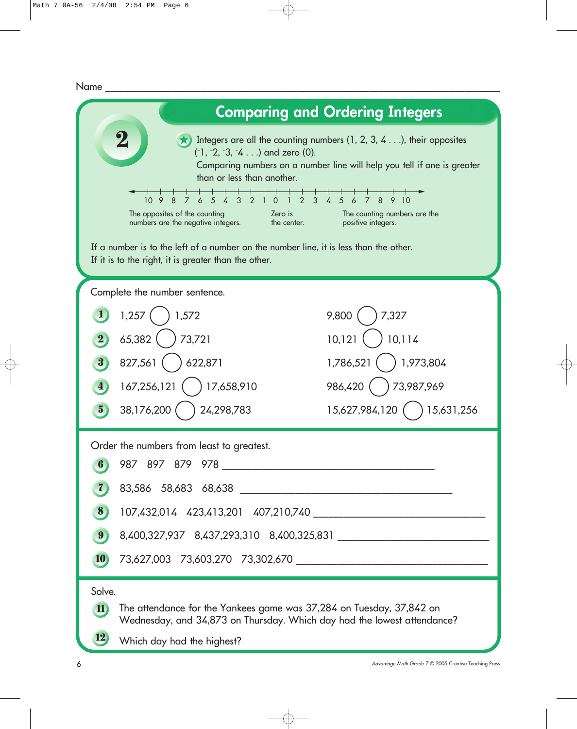Name ___________________________________________

# 2 Comparing and Ordering Integers

Integers are all the counting numbers (1, 2, 3, 4 . . .), their opposites ($^-1$, $^-2$, $^-3$, $^-4$ . . .) and zero (0).

Comparing numbers on a number line will help you tell if one is greater than or less than another.

$^-10$ $^-9$ $^-8$ $^-7$ $^-6$ $^-5$ $^-4$ $^-3$ $^-2$ $^-1$ 0 1 2 3 4 5 6 7 8 9 10

The opposites of the counting numbers are the negative integers. | Zero is the center. | The counting numbers are the positive integers.

If a number is to the left of a number on the number line, it is less than the other. If it is to the right, it is greater than the other.

Complete the number sentence.

| | | |
|---|---|---|
| 1 | 1,257 ◯ 1,572 | 9,800 ◯ 7,327 |
| 2 | 65,382 ◯ 73,721 | 10,121 ◯ 10,114 |
| 3 | 827,561 ◯ 622,871 | 1,786,521 ◯ 1,973,804 |
| 4 | 167,256,121 ◯ 17,658,910 | 986,420 ◯ 73,987,969 |
| 5 | 38,176,200 ◯ 24,298,783 | 15,627,984,120 ◯ 15,631,256 |

Order the numbers from least to greatest.

6. 987 897 879 978 ___________________________

7. 83,586 58,683 68,638 ___________________________

8. 107,432,014 423,413,201 407,210,740 ___________________________

9. 8,400,327,937 8,437,293,310 8,400,325,831 ___________________________

10. 73,627,003 73,603,270 73,302,670 ___________________________

Solve.

11. The attendance for the Yankees game was 37,284 on Tuesday, 37,842 on Wednesday, and 34,873 on Thursday. Which day had the lowest attendance?

12. Which day had the highest?

*Advantage Math Grade 7* © 2005 Creative Teaching Press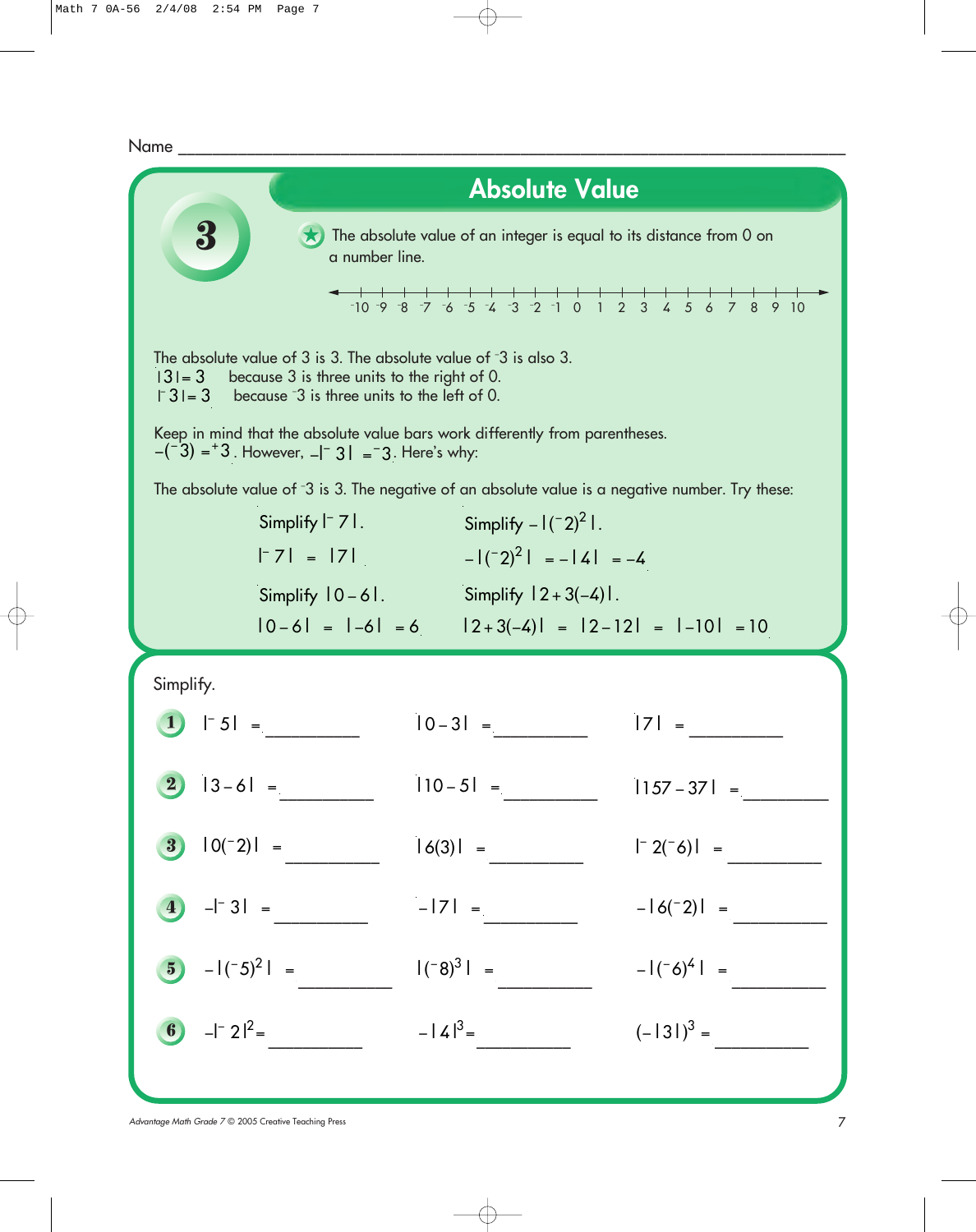Name ____________________________________________

# 3 Absolute Value

★ The absolute value of an integer is equal to its distance from 0 on a number line.

$^{-}10 \quad ^{-}9 \quad ^{-}8 \quad ^{-}7 \quad ^{-}6 \quad ^{-}5 \quad ^{-}4 \quad ^{-}3 \quad ^{-}2 \quad ^{-}1 \quad 0 \quad 1 \quad 2 \quad 3 \quad 4 \quad 5 \quad 6 \quad 7 \quad 8 \quad 9 \quad 10$

The absolute value of 3 is 3. The absolute value of $^{-}3$ is also 3.

$|3| = 3$ because 3 is three units to the right of 0.

$|^{-}3| = 3$ because $^{-}3$ is three units to the left of 0.

Keep in mind that the absolute value bars work differently from parentheses.

$-(^{-}3) = {}^{+}3$. However, $-|^{-}3| = {}^{-}3$. Here's why:

The absolute value of $^{-}3$ is 3. The negative of an absolute value is a negative number. Try these:

Simplify $|^{-}7|$.

$|^{-}7| = |7|$

Simplify $-|(^{-}2)^2|$.

$-|(^{-}2)^2| = -|4| = -4$

Simplify $|0 - 6|$.

$|0 - 6| = |-6| = 6$

Simplify $|2 + 3(-4)|$.

$|2 + 3(-4)| = |2 - 12| = |-10| = 10$

Simplify.

1. $|^{-}5| =$ __________ $\qquad |0 - 3| =$ __________ $\qquad |7| =$ __________

2. $|3 - 6| =$ __________ $\qquad |10 - 5| =$ __________ $\qquad |157 - 37| =$ __________

3. $|0(^{-}2)| =$ __________ $\qquad |6(3)| =$ __________ $\qquad |^{-}2(^{-}6)| =$ __________

4. $-|^{-}3| =$ __________ $\qquad -|7| =$ __________ $\qquad -|6(^{-}2)| =$ __________

5. $-|(^{-}5)^2| =$ __________ $\qquad |(^{-}8)^3| =$ __________ $\qquad -|(^{-}6)^4| =$ __________

6. $-|^{-}2|^2 =$ __________ $\qquad -|4|^3 =$ __________ $\qquad (-|3|)^3 =$ __________

*Advantage Math Grade 7* © 2005 Creative Teaching Press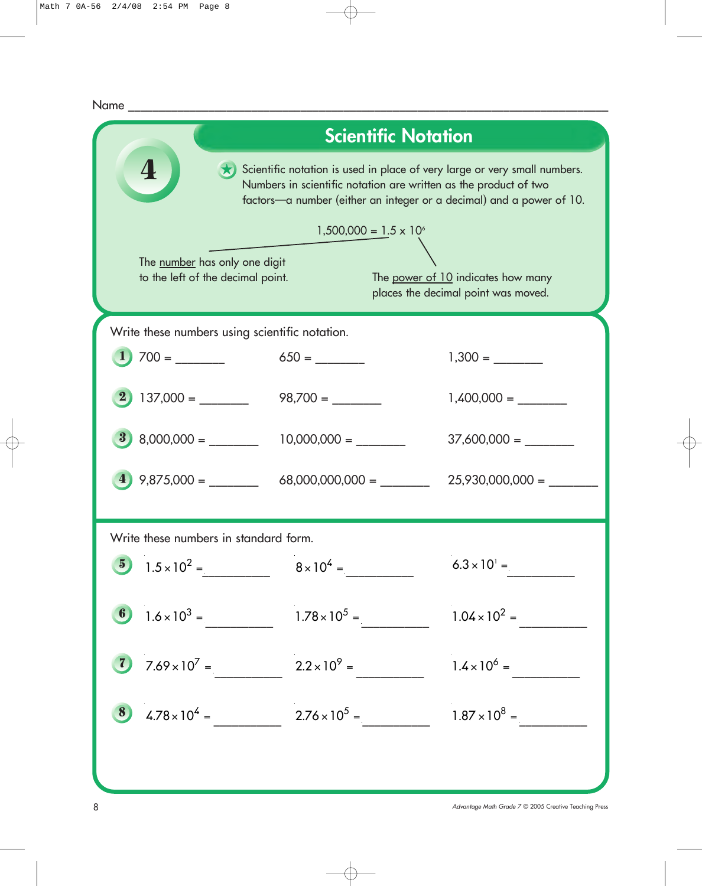Name ____________________

# Scientific Notation

**4**

Scientific notation is used in place of very large or very small numbers. Numbers in scientific notation are written as the product of two factors—a number (either an integer or a decimal) and a power of 10.

$$1{,}500{,}000 = 1.5 \times 10^6$$

The number has only one digit to the left of the decimal point.

The power of 10 indicates how many places the decimal point was moved.

Write these numbers using scientific notation.

1. 700 = ________ 650 = ________ 1,300 = ________

2. 137,000 = ________ 98,700 = ________ 1,400,000 = ________

3. 8,000,000 = ________ 10,000,000 = ________ 37,600,000 = ________

4. 9,875,000 = ________ 68,000,000,000 = ________ 25,930,000,000 = ________

Write these numbers in standard form.

5. $1.5 \times 10^2$ = __________ $8 \times 10^4$ = __________ $6.3 \times 10^1$ = __________

6. $1.6 \times 10^3$ = __________ $1.78 \times 10^5$ = __________ $1.04 \times 10^2$ = __________

7. $7.69 \times 10^7$ = __________ $2.2 \times 10^9$ = __________ $1.4 \times 10^6$ = __________

8. $4.78 \times 10^4$ = __________ $2.76 \times 10^5$ = __________ $1.87 \times 10^8$ = __________

*Advantage Math Grade 7* © 2005 Creative Teaching Press